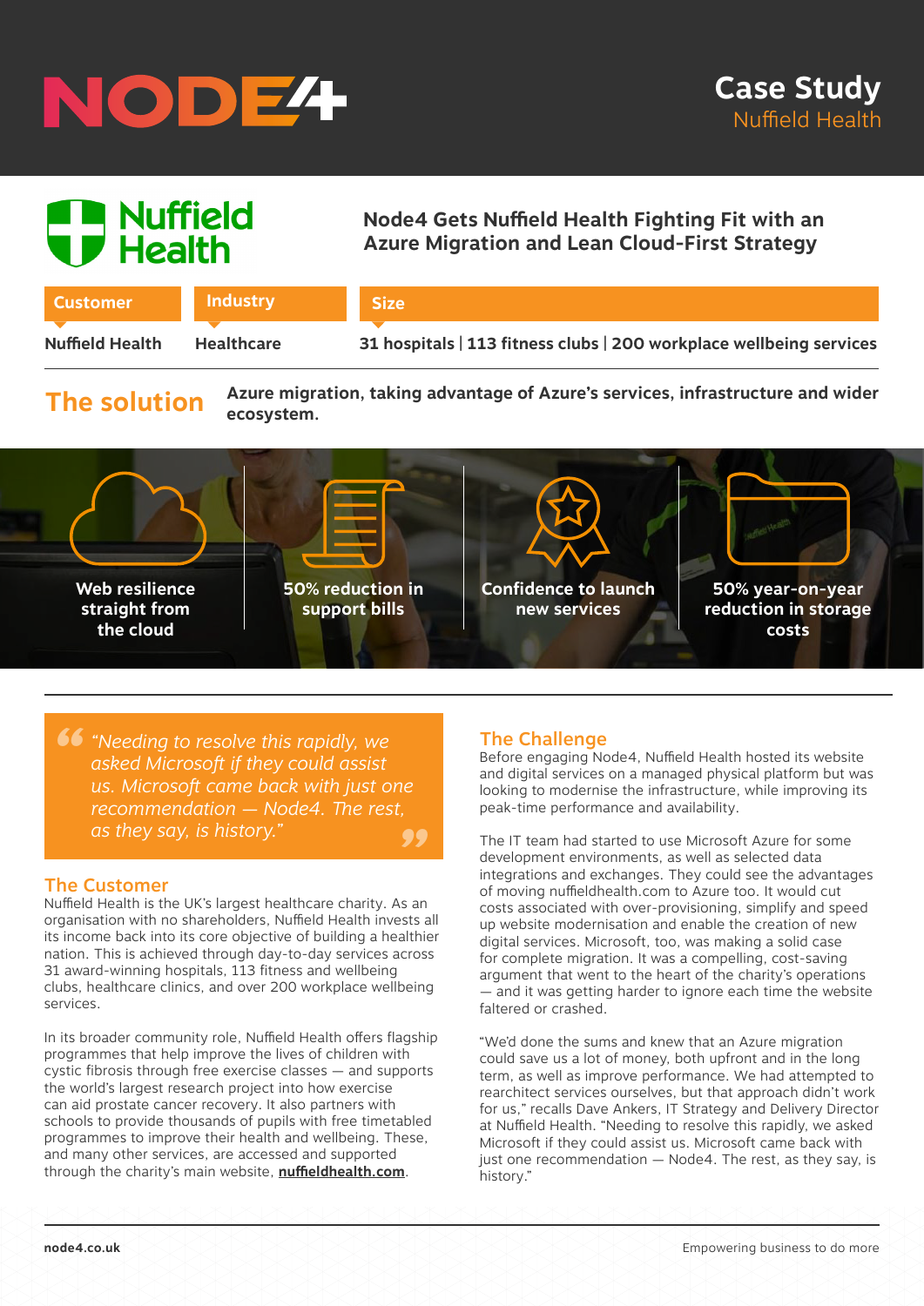# Case Study
## Nuffield Health

## Node4 Gets Nuffield Health Fighting Fit with an Azure Migration and Lean Cloud-First Strategy

| Customer | Industry | Size |
|---|---|---|
| Nuffield Health | Healthcare | 31 hospitals \| 113 fitness clubs \| 200 workplace wellbeing services |

## The solution

**Azure migration, taking advantage of Azure's services, infrastructure and wider ecosystem.**

- **Web resilience straight from the cloud**
- **50% reduction in support bills**
- **Confidence to launch new services**
- **50% year-on-year reduction in storage costs**

> *"Needing to resolve this rapidly, we asked Microsoft if they could assist us. Microsoft came back with just one recommendation — Node4. The rest, as they say, is history."*

### The Customer

Nuffield Health is the UK's largest healthcare charity. As an organisation with no shareholders, Nuffield Health invests all its income back into its core objective of building a healthier nation. This is achieved through day-to-day services across 31 award-winning hospitals, 113 fitness and wellbeing clubs, healthcare clinics, and over 200 workplace wellbeing services.

In its broader community role, Nuffield Health offers flagship programmes that help improve the lives of children with cystic fibrosis through free exercise classes — and supports the world's largest research project into how exercise can aid prostate cancer recovery. It also partners with schools to provide thousands of pupils with free timetabled programmes to improve their health and wellbeing. These, and many other services, are accessed and supported through the charity's main website, **nuffieldhealth.com**.

### The Challenge

Before engaging Node4, Nuffield Health hosted its website and digital services on a managed physical platform but was looking to modernise the infrastructure, while improving its peak-time performance and availability.

The IT team had started to use Microsoft Azure for some development environments, as well as selected data integrations and exchanges. They could see the advantages of moving nuffieldhealth.com to Azure too. It would cut costs associated with over-provisioning, simplify and speed up website modernisation and enable the creation of new digital services. Microsoft, too, was making a solid case for complete migration. It was a compelling, cost-saving argument that went to the heart of the charity's operations — and it was getting harder to ignore each time the website faltered or crashed.

"We'd done the sums and knew that an Azure migration could save us a lot of money, both upfront and in the long term, as well as improve performance. We had attempted to rearchitect services ourselves, but that approach didn't work for us," recalls Dave Ankers, IT Strategy and Delivery Director at Nuffield Health. "Needing to resolve this rapidly, we asked Microsoft if they could assist us. Microsoft came back with just one recommendation — Node4. The rest, as they say, is history."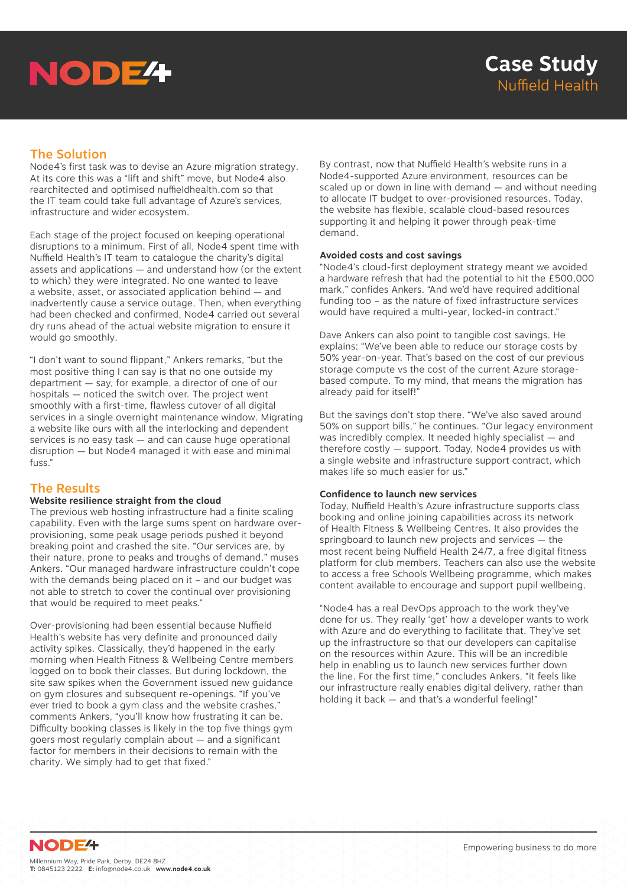# Case Study
## Nuffield Health

## The Solution

Node4's first task was to devise an Azure migration strategy. At its core this was a "lift and shift" move, but Node4 also rearchitected and optimised nuffieldhealth.com so that the IT team could take full advantage of Azure's services, infrastructure and wider ecosystem.

Each stage of the project focused on keeping operational disruptions to a minimum. First of all, Node4 spent time with Nuffield Health's IT team to catalogue the charity's digital assets and applications — and understand how (or the extent to which) they were integrated. No one wanted to leave a website, asset, or associated application behind — and inadvertently cause a service outage. Then, when everything had been checked and confirmed, Node4 carried out several dry runs ahead of the actual website migration to ensure it would go smoothly.

"I don't want to sound flippant," Ankers remarks, "but the most positive thing I can say is that no one outside my department — say, for example, a director of one of our hospitals — noticed the switch over. The project went smoothly with a first-time, flawless cutover of all digital services in a single overnight maintenance window. Migrating a website like ours with all the interlocking and dependent services is no easy task — and can cause huge operational disruption — but Node4 managed it with ease and minimal fuss."

## The Results

**Website resilience straight from the cloud**

The previous web hosting infrastructure had a finite scaling capability. Even with the large sums spent on hardware over-provisioning, some peak usage periods pushed it beyond breaking point and crashed the site. "Our services are, by their nature, prone to peaks and troughs of demand," muses Ankers. "Our managed hardware infrastructure couldn't cope with the demands being placed on it – and our budget was not able to stretch to cover the continual over provisioning that would be required to meet peaks."

Over-provisioning had been essential because Nuffield Health's website has very definite and pronounced daily activity spikes. Classically, they'd happened in the early morning when Health Fitness & Wellbeing Centre members logged on to book their classes. But during lockdown, the site saw spikes when the Government issued new guidance on gym closures and subsequent re-openings. "If you've ever tried to book a gym class and the website crashes," comments Ankers, "you'll know how frustrating it can be. Difficulty booking classes is likely in the top five things gym goers most regularly complain about — and a significant factor for members in their decisions to remain with the charity. We simply had to get that fixed."

By contrast, now that Nuffield Health's website runs in a Node4-supported Azure environment, resources can be scaled up or down in line with demand — and without needing to allocate IT budget to over-provisioned resources. Today, the website has flexible, scalable cloud-based resources supporting it and helping it power through peak-time demand.

**Avoided costs and cost savings**

"Node4's cloud-first deployment strategy meant we avoided a hardware refresh that had the potential to hit the £500,000 mark," confides Ankers. "And we'd have required additional funding too – as the nature of fixed infrastructure services would have required a multi-year, locked-in contract."

Dave Ankers can also point to tangible cost savings. He explains: "We've been able to reduce our storage costs by 50% year-on-year. That's based on the cost of our previous storage compute vs the cost of the current Azure storage-based compute. To my mind, that means the migration has already paid for itself!"

But the savings don't stop there. "We've also saved around 50% on support bills," he continues. "Our legacy environment was incredibly complex. It needed highly specialist — and therefore costly — support. Today, Node4 provides us with a single website and infrastructure support contract, which makes life so much easier for us."

**Confidence to launch new services**

Today, Nuffield Health's Azure infrastructure supports class booking and online joining capabilities across its network of Health Fitness & Wellbeing Centres. It also provides the springboard to launch new projects and services — the most recent being Nuffield Health 24/7, a free digital fitness platform for club members. Teachers can also use the website to access a free Schools Wellbeing programme, which makes content available to encourage and support pupil wellbeing.

"Node4 has a real DevOps approach to the work they've done for us. They really 'get' how a developer wants to work with Azure and do everything to facilitate that. They've set up the infrastructure so that our developers can capitalise on the resources within Azure. This will be an incredible help in enabling us to launch new services further down the line. For the first time," concludes Ankers, "it feels like our infrastructure really enables digital delivery, rather than holding it back — and that's a wonderful feeling!"

Millennium Way, Pride Park, Derby. DE24 8HZ
**T:** 0845123 2222 **E:** info@node4.co.uk **www.node4.co.uk**

Empowering business to do more